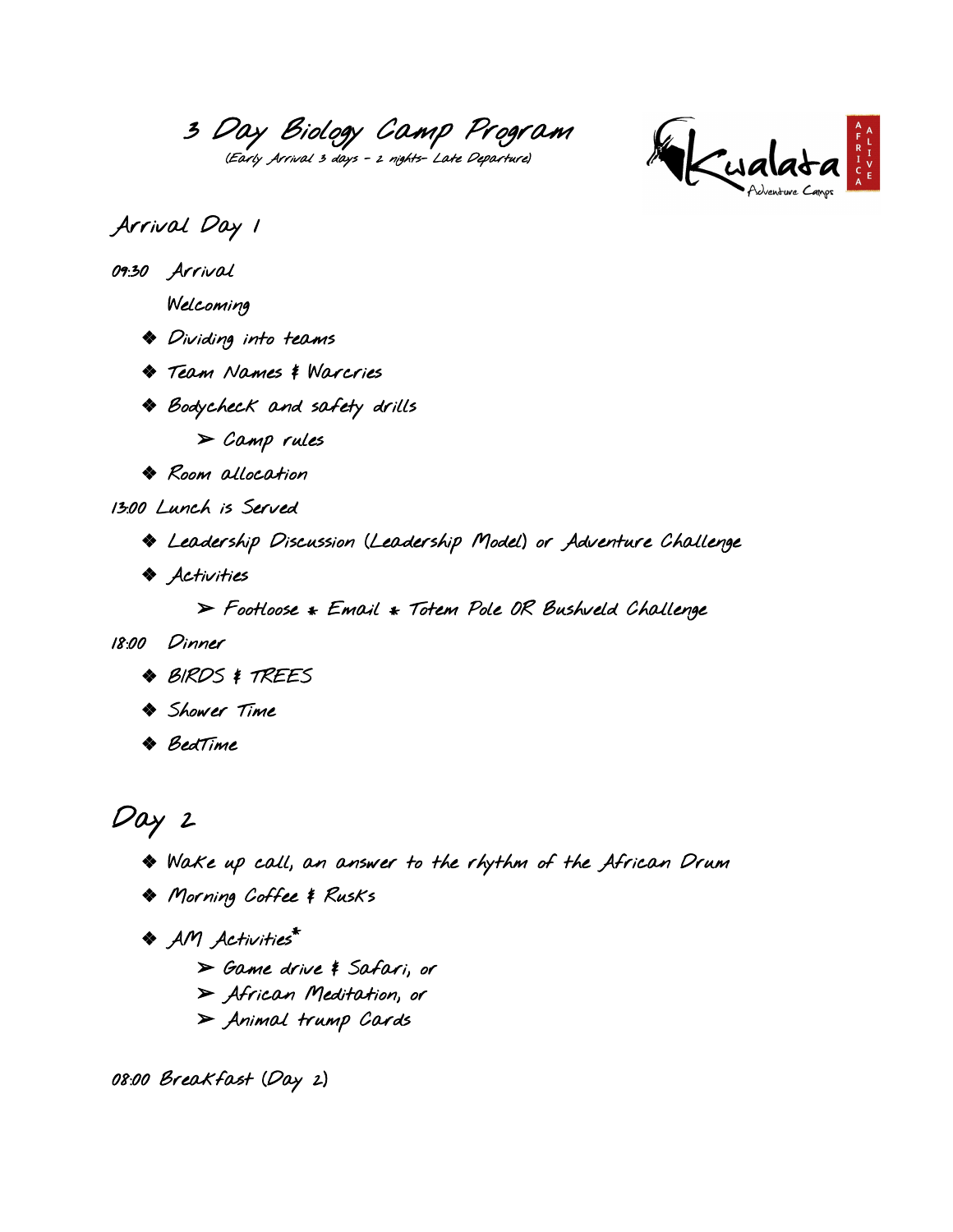# 3 Day Biology Camp Program

(Early Arrival 3 days - 2 nights- Late Departure)

## Arrival Day 1

09:30 Arrival

Welcoming

- Dividing into teams
- Team Names & Warcries
- Bodycheck and safety drills
    - Camp rules
- Room allocation

13:00 Lunch is Served

- Leadership Discussion (Leadership Model) or Adventure Challenge
- Activities
    - Footloose * Email * Totem Pole OR Bushveld Challenge

18:00 Dinner

- BIRDS & TREES
- Shower Time
- BedTime

## Day 2

- Wake up call, an answer to the rhythm of the African Drum
- Morning Coffee & Rusks
- AM Activities*
    - Game drive & Safari, or
    - African Meditation, or
    - Animal trump Cards

08:00 Breakfast (Day 2)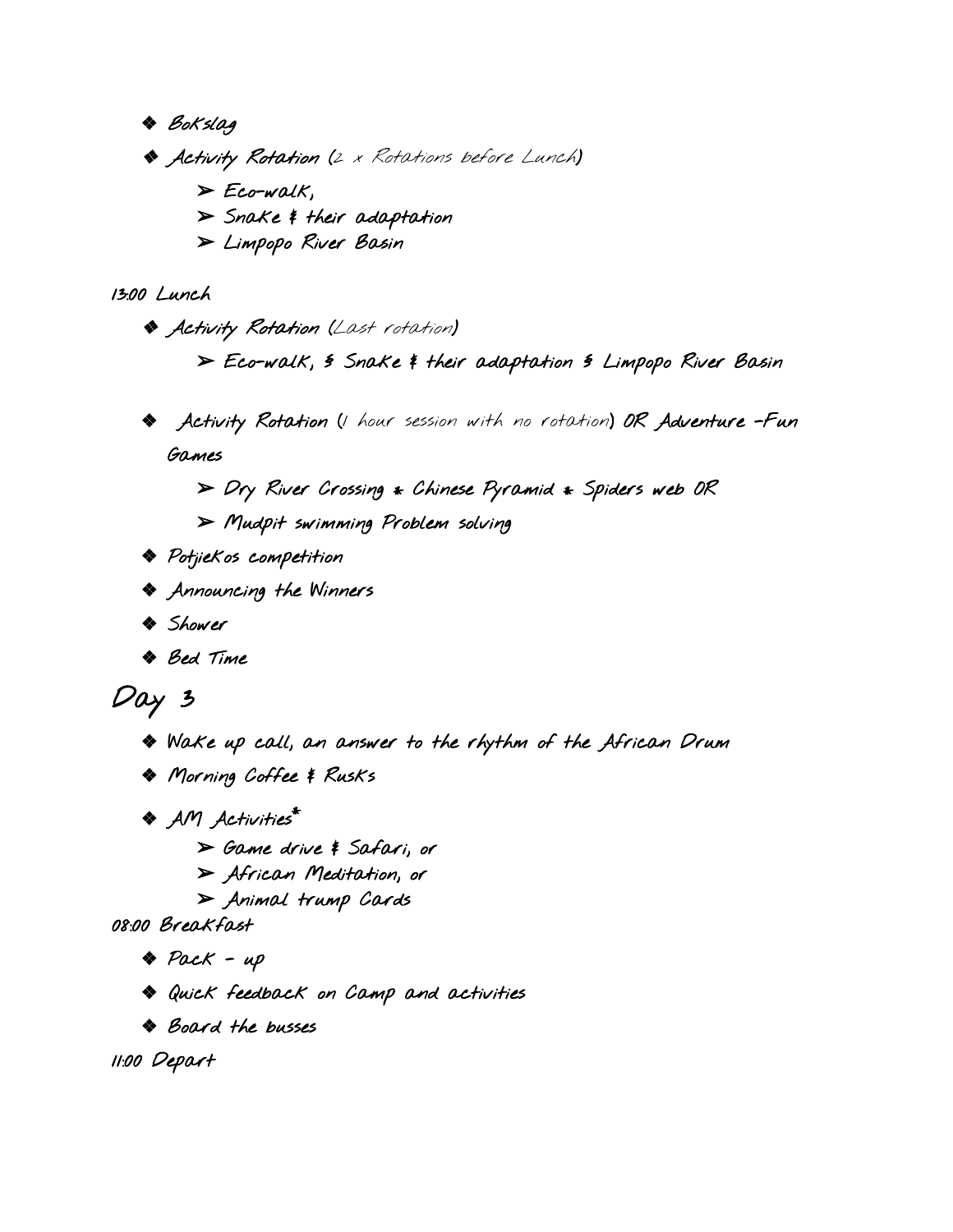- Bokslag
- **Activity Rotation** (2 x Rotations before Lunch)
  - Eco-walk,
  - Snake & their adaptation
  - Limpopo River Basin

13:00 Lunch

- **Activity Rotation** (Last rotation)
  - Eco-walk, $ Snake & their adaptation $ Limpopo River Basin

- **Activity Rotation** (1 hour session with no rotation) **OR Adventure -Fun Games**
  - Dry River Crossing * Chinese Pyramid * Spiders web OR
  - Mudpit swimming Problem solving
- Potjiekos competition
- Announcing the Winners
- Shower
- Bed Time

# Day 3

- Wake up call, an answer to the rhythm of the African Drum
- Morning Coffee & Rusks
- AM Activities*
  - Game drive & Safari, or
  - African Meditation, or
  - Animal trump Cards

08:00 Breakfast

- Pack - up
- Quick feedback on Camp and activities
- Board the busses

11:00 Depart